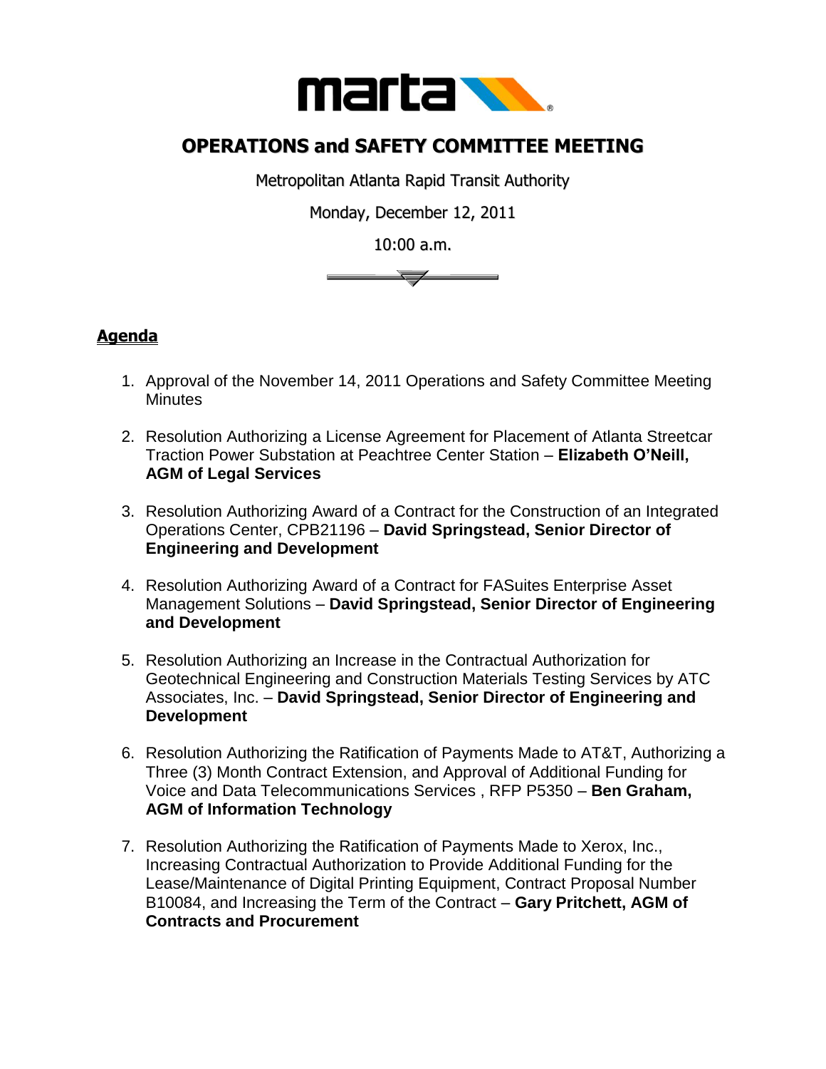# OPERATIONS and SAFETY COMMITTEE MEETING

Metropolitan Atlanta Rapid Transit Authority

Monday, December 12, 2011

10:00 a.m.

## Agenda

1. Approval of the November 14, 2011 Operations and Safety Committee Meeting Minutes

2. Resolution Authorizing a License Agreement for Placement of Atlanta Streetcar Traction Power Substation at Peachtree Center Station – **Elizabeth O'Neill, AGM of Legal Services**

3. Resolution Authorizing Award of a Contract for the Construction of an Integrated Operations Center, CPB21196 – **David Springstead, Senior Director of Engineering and Development**

4. Resolution Authorizing Award of a Contract for FASuites Enterprise Asset Management Solutions – **David Springstead, Senior Director of Engineering and Development**

5. Resolution Authorizing an Increase in the Contractual Authorization for Geotechnical Engineering and Construction Materials Testing Services by ATC Associates, Inc. – **David Springstead, Senior Director of Engineering and Development**

6. Resolution Authorizing the Ratification of Payments Made to AT&T, Authorizing a Three (3) Month Contract Extension, and Approval of Additional Funding for Voice and Data Telecommunications Services , RFP P5350 – **Ben Graham, AGM of Information Technology**

7. Resolution Authorizing the Ratification of Payments Made to Xerox, Inc., Increasing Contractual Authorization to Provide Additional Funding for the Lease/Maintenance of Digital Printing Equipment, Contract Proposal Number B10084, and Increasing the Term of the Contract – **Gary Pritchett, AGM of Contracts and Procurement**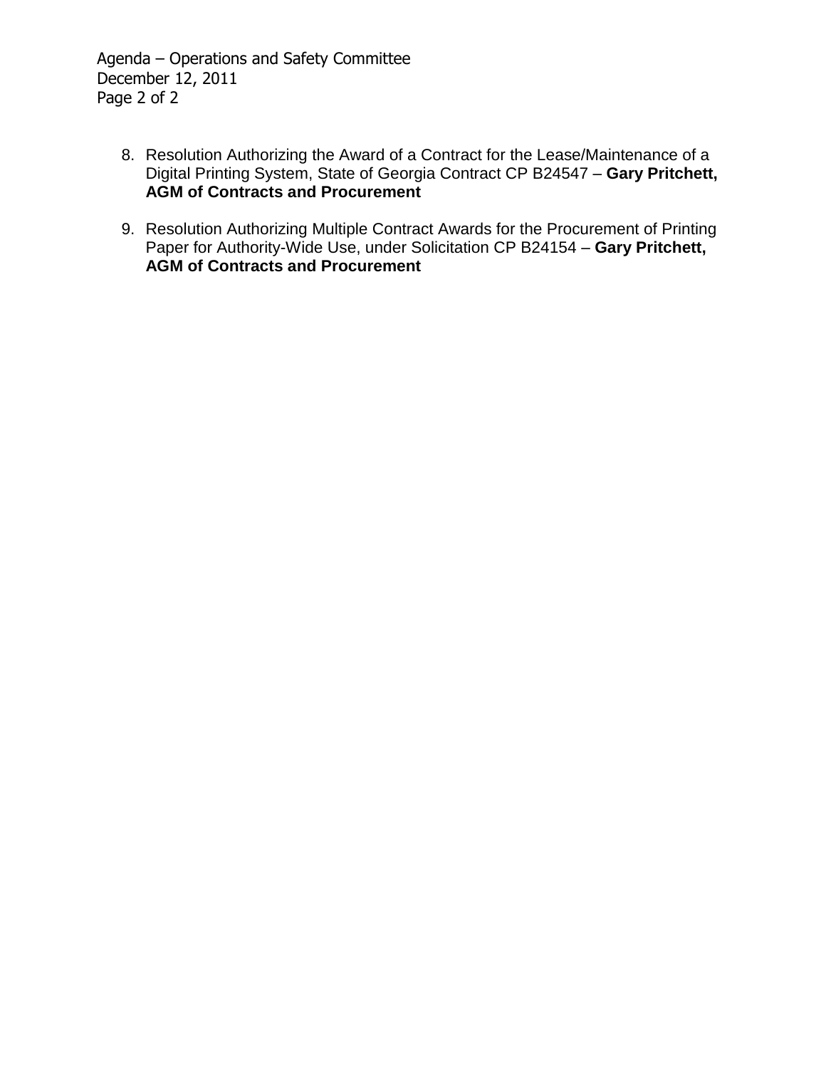8. Resolution Authorizing the Award of a Contract for the Lease/Maintenance of a Digital Printing System, State of Georgia Contract CP B24547 – **Gary Pritchett, AGM of Contracts and Procurement**

9. Resolution Authorizing Multiple Contract Awards for the Procurement of Printing Paper for Authority-Wide Use, under Solicitation CP B24154 – **Gary Pritchett, AGM of Contracts and Procurement**